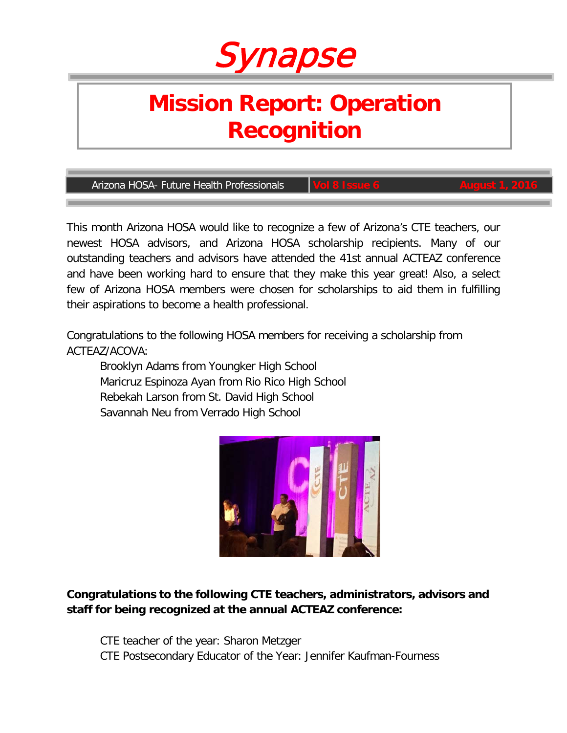# Synapse

## Mission Report: Operation Recognition

Arizona HOSA- Future Health Professionals | Vol 8 Issue 6 | August 1, 2016

This month Arizona HOSA would like to recognize a few of Arizona's CTE teachers, our newest HOSA advisors, and Arizona HOSA scholarship recipients. Many of our outstanding teachers and advisors have attended the 41st annual ACTEAZ conference and have been working hard to ensure that they make this year great! Also, a select few of Arizona HOSA members were chosen for scholarships to aid them in fulfilling their aspirations to become a health professional.

Congratulations to the following HOSA members for receiving a scholarship from ACTEAZ/ACOVA:

- Brooklyn Adams from Youngker High School
- Maricruz Espinoza Ayan from Rio Rico High School
- Rebekah Larson from St. David High School
- Savannah Neu from Verrado High School

**Congratulations to the following CTE teachers, administrators, advisors and staff for being recognized at the annual ACTEAZ conference:**

- CTE teacher of the year: Sharon Metzger
- CTE Postsecondary Educator of the Year: Jennifer Kaufman-Fourness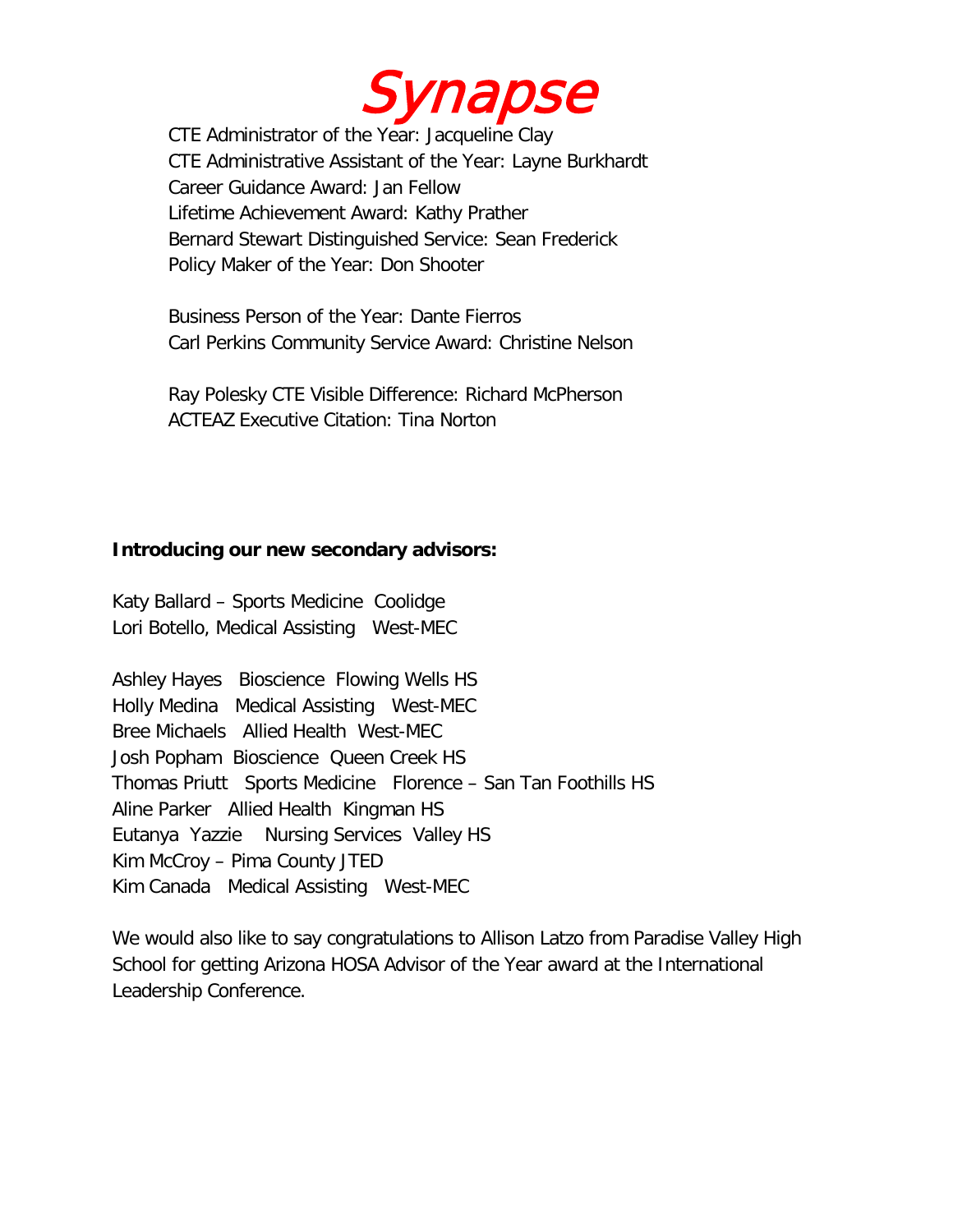CTE Administrator of the Year: Jacqueline Clay
CTE Administrative Assistant of the Year: Layne Burkhardt
Career Guidance Award: Jan Fellow
Lifetime Achievement Award: Kathy Prather
Bernard Stewart Distinguished Service: Sean Frederick
Policy Maker of the Year: Don Shooter

Business Person of the Year: Dante Fierros
Carl Perkins Community Service Award: Christine Nelson

Ray Polesky CTE Visible Difference: Richard McPherson
ACTEAZ Executive Citation: Tina Norton

**Introducing our new secondary advisors:**

Katy Ballard – Sports Medicine Coolidge
Lori Botello, Medical Assisting West-MEC

Ashley Hayes Bioscience Flowing Wells HS
Holly Medina Medical Assisting West-MEC
Bree Michaels Allied Health West-MEC
Josh Popham Bioscience Queen Creek HS
Thomas Priutt Sports Medicine Florence – San Tan Foothills HS
Aline Parker Allied Health Kingman HS
Eutanya Yazzie Nursing Services Valley HS
Kim McCroy – Pima County JTED
Kim Canada Medical Assisting West-MEC

We would also like to say congratulations to Allison Latzo from Paradise Valley High School for getting Arizona HOSA Advisor of the Year award at the International Leadership Conference.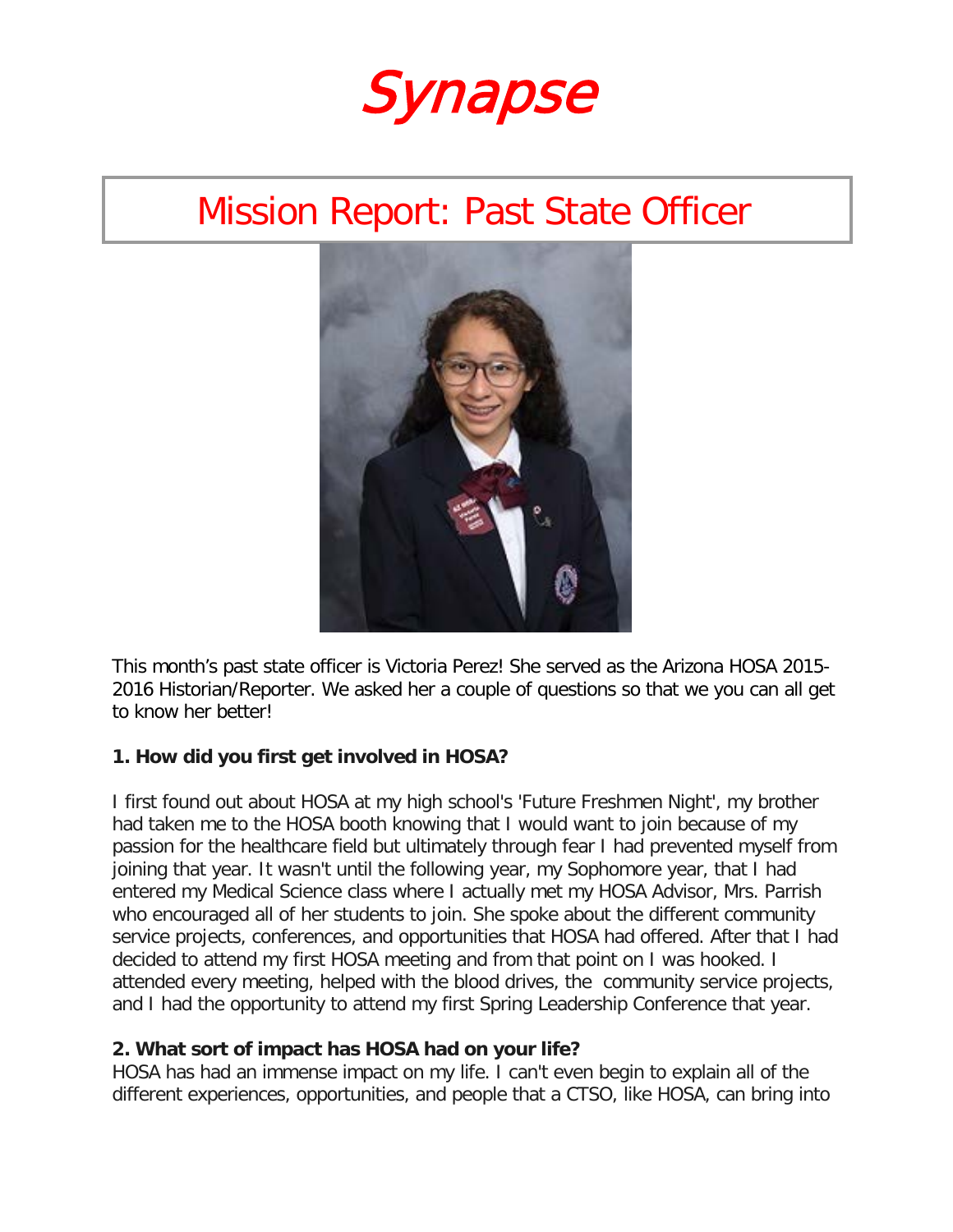# Synapse

## Mission Report: Past State Officer

This month's past state officer is Victoria Perez! She served as the Arizona HOSA 2015-2016 Historian/Reporter. We asked her a couple of questions so that we you can all get to know her better!

**1. How did you first get involved in HOSA?**

I first found out about HOSA at my high school's 'Future Freshmen Night', my brother had taken me to the HOSA booth knowing that I would want to join because of my passion for the healthcare field but ultimately through fear I had prevented myself from joining that year. It wasn't until the following year, my Sophomore year, that I had entered my Medical Science class where I actually met my HOSA Advisor, Mrs. Parrish who encouraged all of her students to join. She spoke about the different community service projects, conferences, and opportunities that HOSA had offered. After that I had decided to attend my first HOSA meeting and from that point on I was hooked. I attended every meeting, helped with the blood drives, the community service projects, and I had the opportunity to attend my first Spring Leadership Conference that year.

**2. What sort of impact has HOSA had on your life?**

HOSA has had an immense impact on my life. I can't even begin to explain all of the different experiences, opportunities, and people that a CTSO, like HOSA, can bring into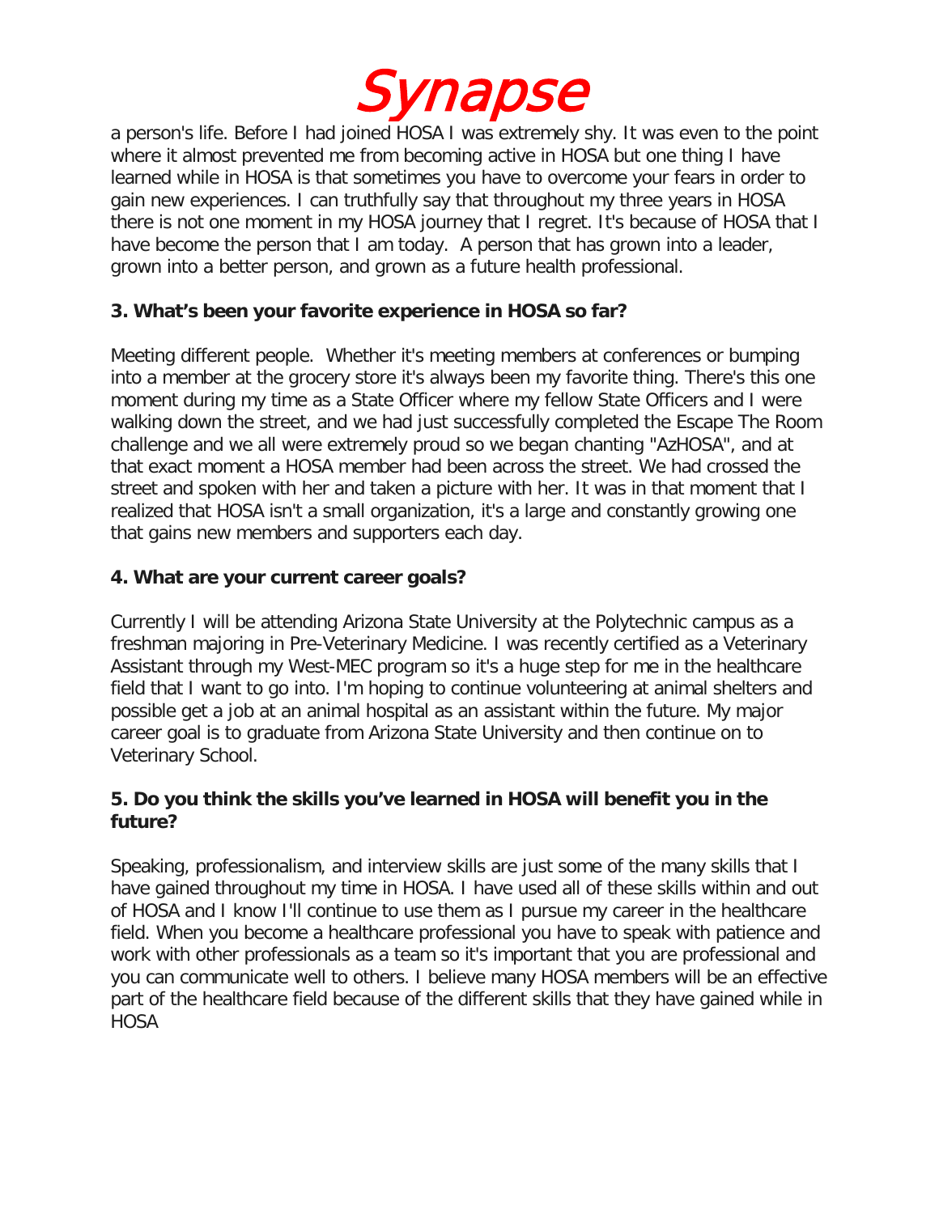a person's life. Before I had joined HOSA I was extremely shy. It was even to the point where it almost prevented me from becoming active in HOSA but one thing I have learned while in HOSA is that sometimes you have to overcome your fears in order to gain new experiences. I can truthfully say that throughout my three years in HOSA there is not one moment in my HOSA journey that I regret. It's because of HOSA that I have become the person that I am today. A person that has grown into a leader, grown into a better person, and grown as a future health professional.

**3. What's been your favorite experience in HOSA so far?**

Meeting different people. Whether it's meeting members at conferences or bumping into a member at the grocery store it's always been my favorite thing. There's this one moment during my time as a State Officer where my fellow State Officers and I were walking down the street, and we had just successfully completed the Escape The Room challenge and we all were extremely proud so we began chanting "AzHOSA", and at that exact moment a HOSA member had been across the street. We had crossed the street and spoken with her and taken a picture with her. It was in that moment that I realized that HOSA isn't a small organization, it's a large and constantly growing one that gains new members and supporters each day.

**4. What are your current career goals?**

Currently I will be attending Arizona State University at the Polytechnic campus as a freshman majoring in Pre-Veterinary Medicine. I was recently certified as a Veterinary Assistant through my West-MEC program so it's a huge step for me in the healthcare field that I want to go into. I'm hoping to continue volunteering at animal shelters and possible get a job at an animal hospital as an assistant within the future. My major career goal is to graduate from Arizona State University and then continue on to Veterinary School.

**5. Do you think the skills you've learned in HOSA will benefit you in the future?**

Speaking, professionalism, and interview skills are just some of the many skills that I have gained throughout my time in HOSA. I have used all of these skills within and out of HOSA and I know I'll continue to use them as I pursue my career in the healthcare field. When you become a healthcare professional you have to speak with patience and work with other professionals as a team so it's important that you are professional and you can communicate well to others. I believe many HOSA members will be an effective part of the healthcare field because of the different skills that they have gained while in HOSA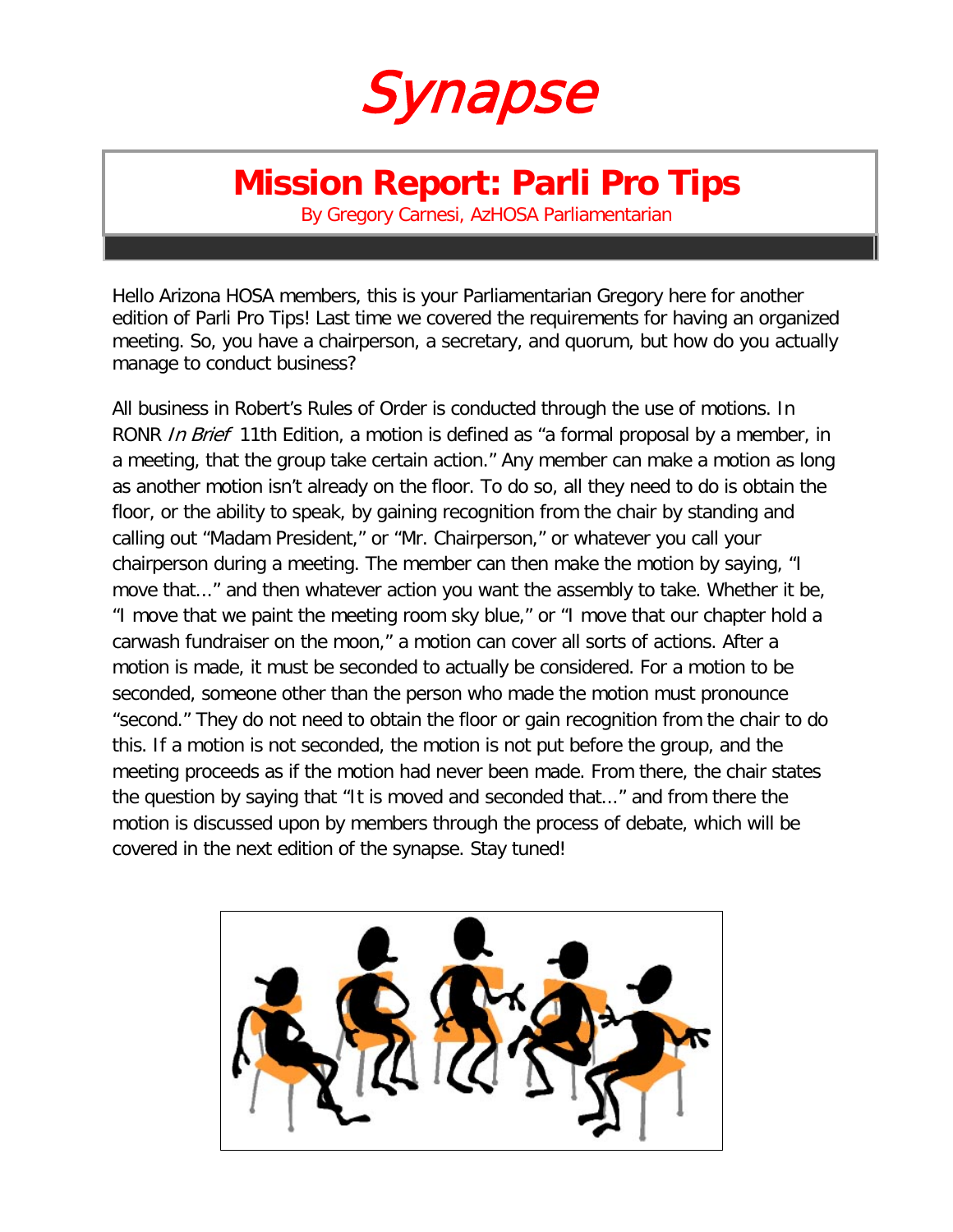# Synapse

## Mission Report: Parli Pro Tips

By Gregory Carnesi, AzHOSA Parliamentarian

Hello Arizona HOSA members, this is your Parliamentarian Gregory here for another edition of Parli Pro Tips! Last time we covered the requirements for having an organized meeting. So, you have a chairperson, a secretary, and quorum, but how do you actually manage to conduct business?

All business in Robert's Rules of Order is conducted through the use of motions. In RONR *In Brief* 11th Edition, a motion is defined as "a formal proposal by a member, in a meeting, that the group take certain action." Any member can make a motion as long as another motion isn't already on the floor. To do so, all they need to do is obtain the floor, or the ability to speak, by gaining recognition from the chair by standing and calling out "Madam President," or "Mr. Chairperson," or whatever you call your chairperson during a meeting. The member can then make the motion by saying, "I move that..." and then whatever action you want the assembly to take. Whether it be, "I move that we paint the meeting room sky blue," or "I move that our chapter hold a carwash fundraiser on the moon," a motion can cover all sorts of actions. After a motion is made, it must be seconded to actually be considered. For a motion to be seconded, someone other than the person who made the motion must pronounce "second." They do not need to obtain the floor or gain recognition from the chair to do this. If a motion is not seconded, the motion is not put before the group, and the meeting proceeds as if the motion had never been made. From there, the chair states the question by saying that "It is moved and seconded that..." and from there the motion is discussed upon by members through the process of debate, which will be covered in the next edition of the synapse. Stay tuned!